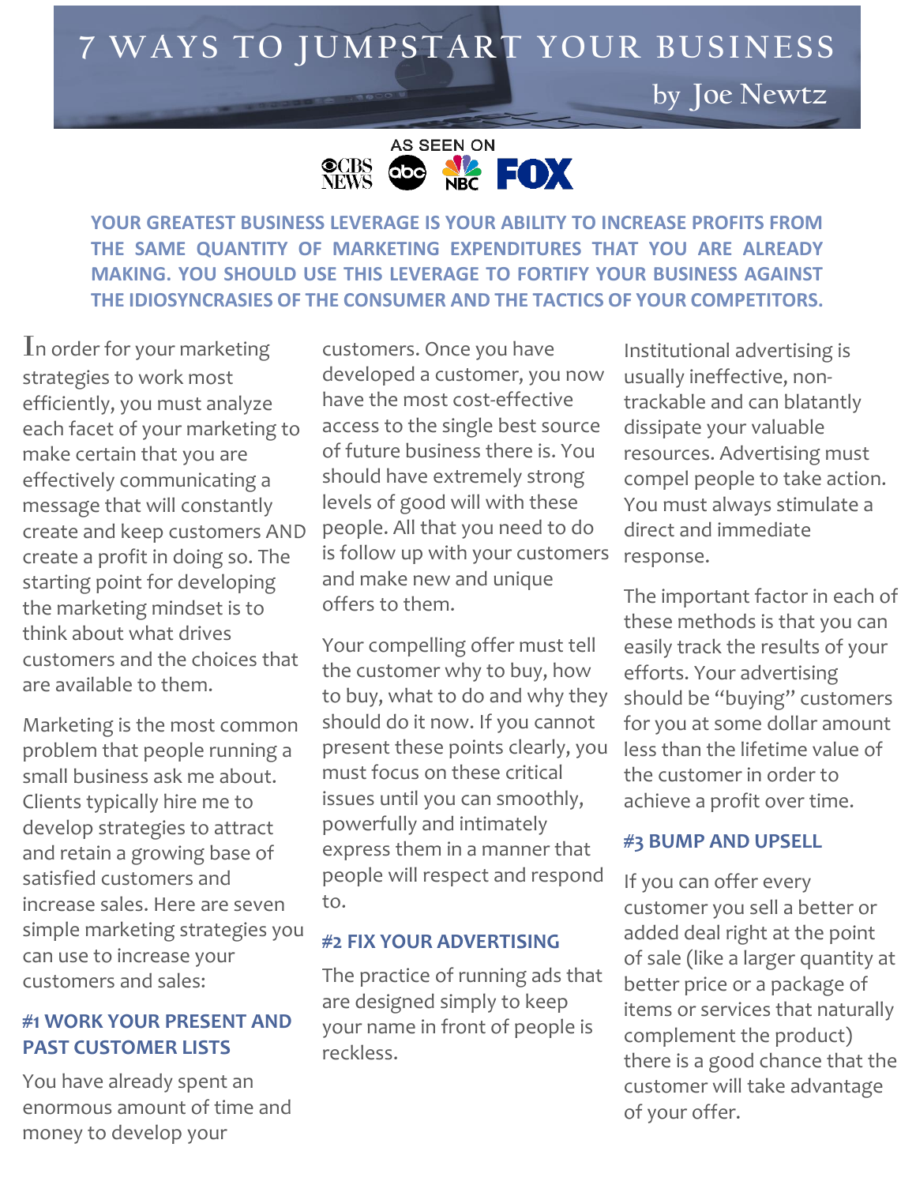# 7 WAYS TO JUMPSTART YOUR BUSINESS

**by Joe Newtz**

AS SEEN ON CBS NEWS abc NBC FOX

**YOUR GREATEST BUSINESS LEVERAGE IS YOUR ABILITY TO INCREASE PROFITS FROM THE SAME QUANTITY OF MARKETING EXPENDITURES THAT YOU ARE ALREADY MAKING. YOU SHOULD USE THIS LEVERAGE TO FORTIFY YOUR BUSINESS AGAINST THE IDIOSYNCRASIES OF THE CONSUMER AND THE TACTICS OF YOUR COMPETITORS.**

In order for your marketing strategies to work most efficiently, you must analyze each facet of your marketing to make certain that you are effectively communicating a message that will constantly create and keep customers AND create a profit in doing so. The starting point for developing the marketing mindset is to think about what drives customers and the choices that are available to them.

Marketing is the most common problem that people running a small business ask me about. Clients typically hire me to develop strategies to attract and retain a growing base of satisfied customers and increase sales. Here are seven simple marketing strategies you can use to increase your customers and sales:

### #1 WORK YOUR PRESENT AND PAST CUSTOMER LISTS

You have already spent an enormous amount of time and money to develop your customers. Once you have developed a customer, you now have the most cost-effective access to the single best source of future business there is. You should have extremely strong levels of good will with these people. All that you need to do is follow up with your customers and make new and unique offers to them.

Your compelling offer must tell the customer why to buy, how to buy, what to do and why they should do it now. If you cannot present these points clearly, you must focus on these critical issues until you can smoothly, powerfully and intimately express them in a manner that people will respect and respond to.

### #2 FIX YOUR ADVERTISING

The practice of running ads that are designed simply to keep your name in front of people is reckless. Institutional advertising is usually ineffective, non-trackable and can blatantly dissipate your valuable resources. Advertising must compel people to take action. You must always stimulate a direct and immediate response.

The important factor in each of these methods is that you can easily track the results of your efforts. Your advertising should be "buying" customers for you at some dollar amount less than the lifetime value of the customer in order to achieve a profit over time.

### #3 BUMP AND UPSELL

If you can offer every customer you sell a better or added deal right at the point of sale (like a larger quantity at better price or a package of items or services that naturally complement the product) there is a good chance that the customer will take advantage of your offer.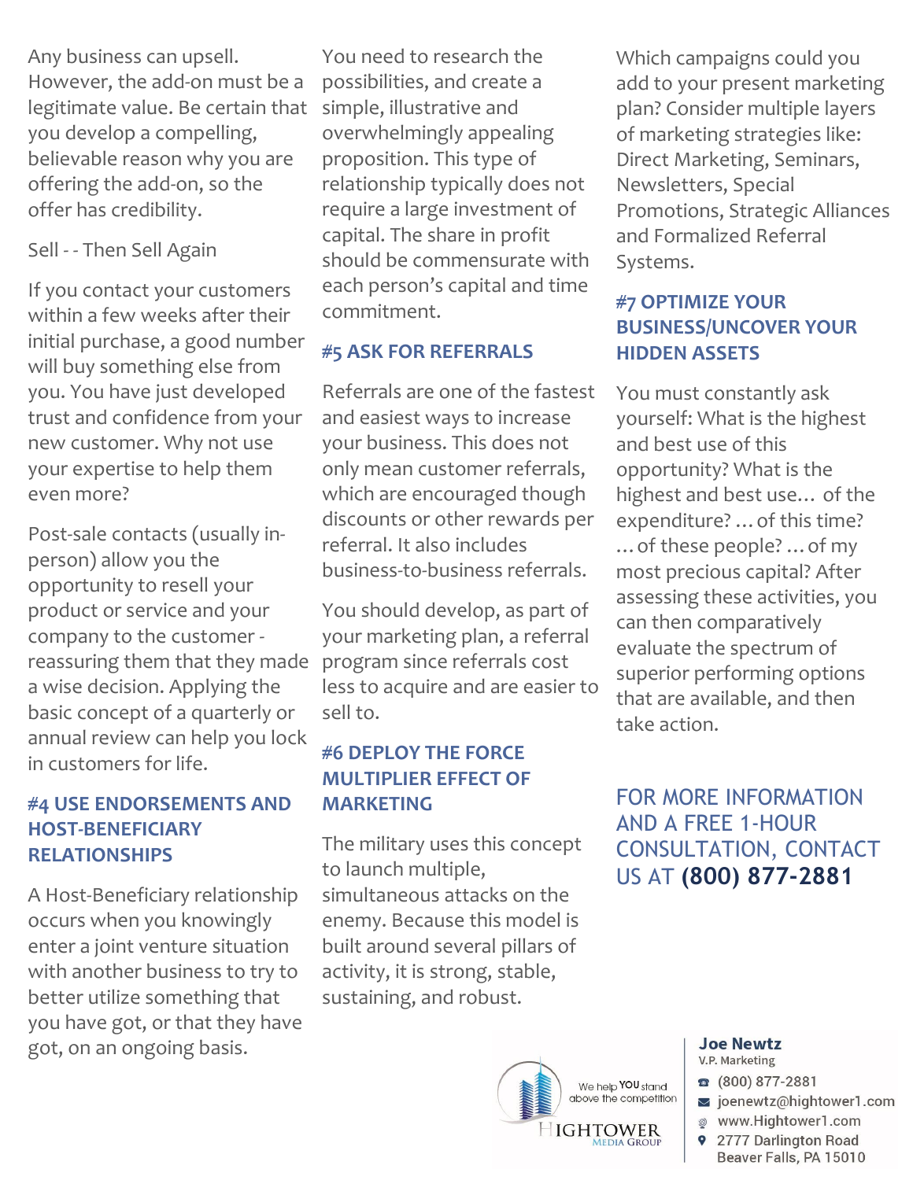Any business can upsell. However, the add-on must be a legitimate value. Be certain that you develop a compelling, believable reason why you are offering the add-on, so the offer has credibility.

Sell - - Then Sell Again

If you contact your customers within a few weeks after their initial purchase, a good number will buy something else from you. You have just developed trust and confidence from your new customer. Why not use your expertise to help them even more?

Post-sale contacts (usually in-person) allow you the opportunity to resell your product or service and your company to the customer - reassuring them that they made a wise decision. Applying the basic concept of a quarterly or annual review can help you lock in customers for life.

## #4 USE ENDORSEMENTS AND HOST-BENEFICIARY RELATIONSHIPS

A Host-Beneficiary relationship occurs when you knowingly enter a joint venture situation with another business to try to better utilize something that you have got, or that they have got, on an ongoing basis.

You need to research the possibilities, and create a simple, illustrative and overwhelmingly appealing proposition. This type of relationship typically does not require a large investment of capital. The share in profit should be commensurate with each person's capital and time commitment.

## #5 ASK FOR REFERRALS

Referrals are one of the fastest and easiest ways to increase your business. This does not only mean customer referrals, which are encouraged though discounts or other rewards per referral. It also includes business-to-business referrals.

You should develop, as part of your marketing plan, a referral program since referrals cost less to acquire and are easier to sell to.

## #6 DEPLOY THE FORCE MULTIPLIER EFFECT OF MARKETING

The military uses this concept to launch multiple, simultaneous attacks on the enemy. Because this model is built around several pillars of activity, it is strong, stable, sustaining, and robust.

Which campaigns could you add to your present marketing plan? Consider multiple layers of marketing strategies like: Direct Marketing, Seminars, Newsletters, Special Promotions, Strategic Alliances and Formalized Referral Systems.

## #7 OPTIMIZE YOUR BUSINESS/UNCOVER YOUR HIDDEN ASSETS

You must constantly ask yourself: What is the highest and best use of this opportunity? What is the highest and best use… of the expenditure? … of this time? … of these people? … of my most precious capital? After assessing these activities, you can then comparatively evaluate the spectrum of superior performing options that are available, and then take action.

FOR MORE INFORMATION AND A FREE 1-HOUR CONSULTATION, CONTACT US AT **(800) 877-2881**

We help YOU stand above the competition

HIGHTOWER MEDIA GROUP

**Joe Newtz**
V.P. Marketing
(800) 877-2881
joenewtz@hightower1.com
www.Hightower1.com
2777 Darlington Road
Beaver Falls, PA 15010